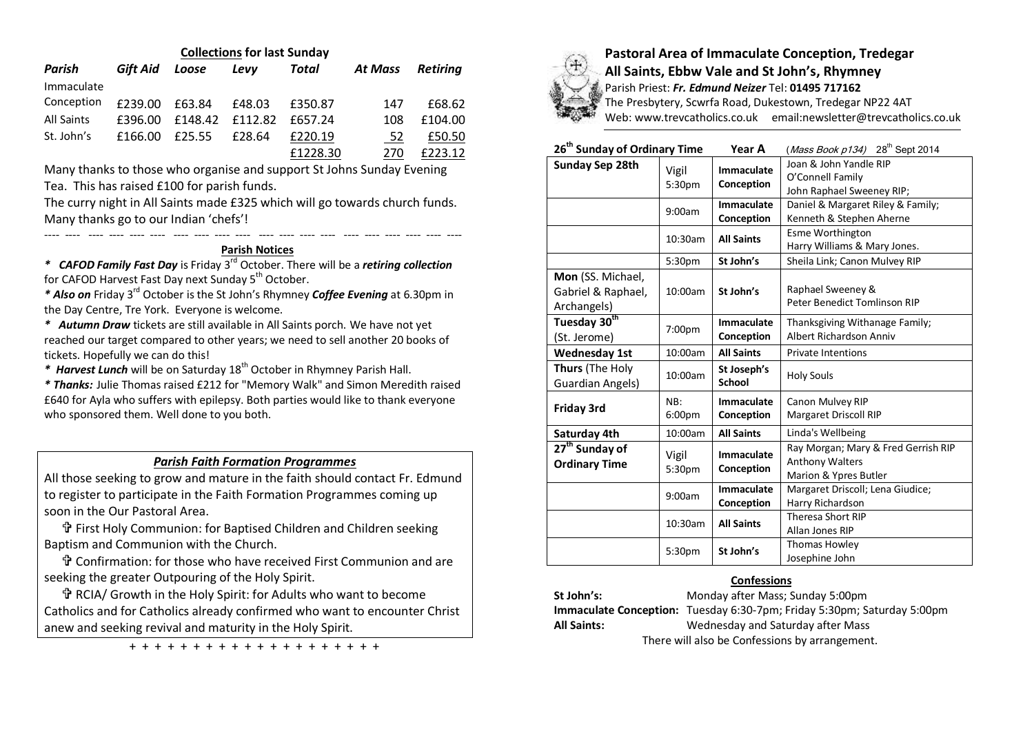**Collections for last Sunday**

| Parish | Gift Aid | Loose | Levy | Total | At Mass | Retiring |
|---|---|---|---|---|---|---|
| Immaculate Conception | £239.00 | £63.84 | £48.03 | £350.87 | 147 | £68.62 |
| All Saints | £396.00 | £148.42 | £112.82 | £657.24 | 108 | £104.00 |
| St. John's | £166.00 | £25.55 | £28.64 | £220.19 | 52 | £50.50 |
| | | | | £1228.30 | 270 | £223.12 |

Many thanks to those who organise and support St Johns Sunday Evening Tea. This has raised £100 for parish funds.

The curry night in All Saints made £325 which will go towards church funds. Many thanks go to our Indian 'chefs'!

**Parish Notices**

* ***CAFOD Family Fast Day*** is Friday 3rd October. There will be a ***retiring collection*** for CAFOD Harvest Fast Day next Sunday 5th October.

* ***Also on*** Friday 3rd October is the St John's Rhymney ***Coffee Evening*** at 6.30pm in the Day Centre, Tre York. Everyone is welcome.

* ***Autumn Draw*** tickets are still available in All Saints porch. We have not yet reached our target compared to other years; we need to sell another 20 books of tickets. Hopefully we can do this!

* ***Harvest Lunch*** will be on Saturday 18th October in Rhymney Parish Hall.

* ***Thanks:*** Julie Thomas raised £212 for "Memory Walk" and Simon Meredith raised £640 for Ayla who suffers with epilepsy. Both parties would like to thank everyone who sponsored them. Well done to you both.

***Parish Faith Formation Programmes***

All those seeking to grow and mature in the faith should contact Fr. Edmund to register to participate in the Faith Formation Programmes coming up soon in the Our Pastoral Area.

✞ First Holy Communion: for Baptised Children and Children seeking Baptism and Communion with the Church.

✞ Confirmation: for those who have received First Communion and are seeking the greater Outpouring of the Holy Spirit.

✞ RCIA/ Growth in the Holy Spirit: for Adults who want to become Catholics and for Catholics already confirmed who want to encounter Christ anew and seeking revival and maturity in the Holy Spirit.

+ + + + + + + + + + + + + + + + + + + + +

# Pastoral Area of Immaculate Conception, Tredegar
## All Saints, Ebbw Vale and St John's, Rhymney

Parish Priest: ***Fr. Edmund Neizer*** Tel: **01495 717162**
The Presbytery, Scwrfa Road, Dukestown, Tredegar NP22 4AT
Web: www.trevcatholics.co.uk email:newsletter@trevcatholics.co.uk

| 26th Sunday of Ordinary Time | | Year A | (*Mass Book p134*) 28th Sept 2014 |
|---|---|---|---|
| **Sunday Sep 28th** | Vigil 5:30pm | **Immaculate Conception** | Joan & John Yandle RIP; O'Connell Family; John Raphael Sweeney RIP; |
| | 9:00am | **Immaculate Conception** | Daniel & Margaret Riley & Family; Kenneth & Stephen Aherne |
| | 10:30am | **All Saints** | Esme Worthington; Harry Williams & Mary Jones. |
| | 5:30pm | **St John's** | Sheila Link; Canon Mulvey RIP |
| **Mon** (SS. Michael, Gabriel & Raphael, Archangels) | 10:00am | **St John's** | Raphael Sweeney & Peter Benedict Tomlinson RIP |
| **Tuesday 30th** (St. Jerome) | 7:00pm | **Immaculate Conception** | Thanksgiving Withanage Family; Albert Richardson Anniv |
| **Wednesday 1st** | 10:00am | **All Saints** | Private Intentions |
| **Thurs** (The Holy Guardian Angels) | 10:00am | **St Joseph's School** | Holy Souls |
| **Friday 3rd** | NB: 6:00pm | **Immaculate Conception** | Canon Mulvey RIP; Margaret Driscoll RIP |
| **Saturday 4th** | 10:00am | **All Saints** | Linda's Wellbeing |
| **27th Sunday of Ordinary Time** | Vigil 5:30pm | **Immaculate Conception** | Ray Morgan; Mary & Fred Gerrish RIP; Anthony Walters; Marion & Ypres Butler |
| | 9:00am | **Immaculate Conception** | Margaret Driscoll; Lena Giudice; Harry Richardson |
| | 10:30am | **All Saints** | Theresa Short RIP; Allan Jones RIP |
| | 5:30pm | **St John's** | Thomas Howley; Josephine John |

**Confessions**

**St John's:** Monday after Mass; Sunday 5:00pm
**Immaculate Conception:** Tuesday 6:30-7pm; Friday 5:30pm; Saturday 5:00pm
**All Saints:** Wednesday and Saturday after Mass

There will also be Confessions by arrangement.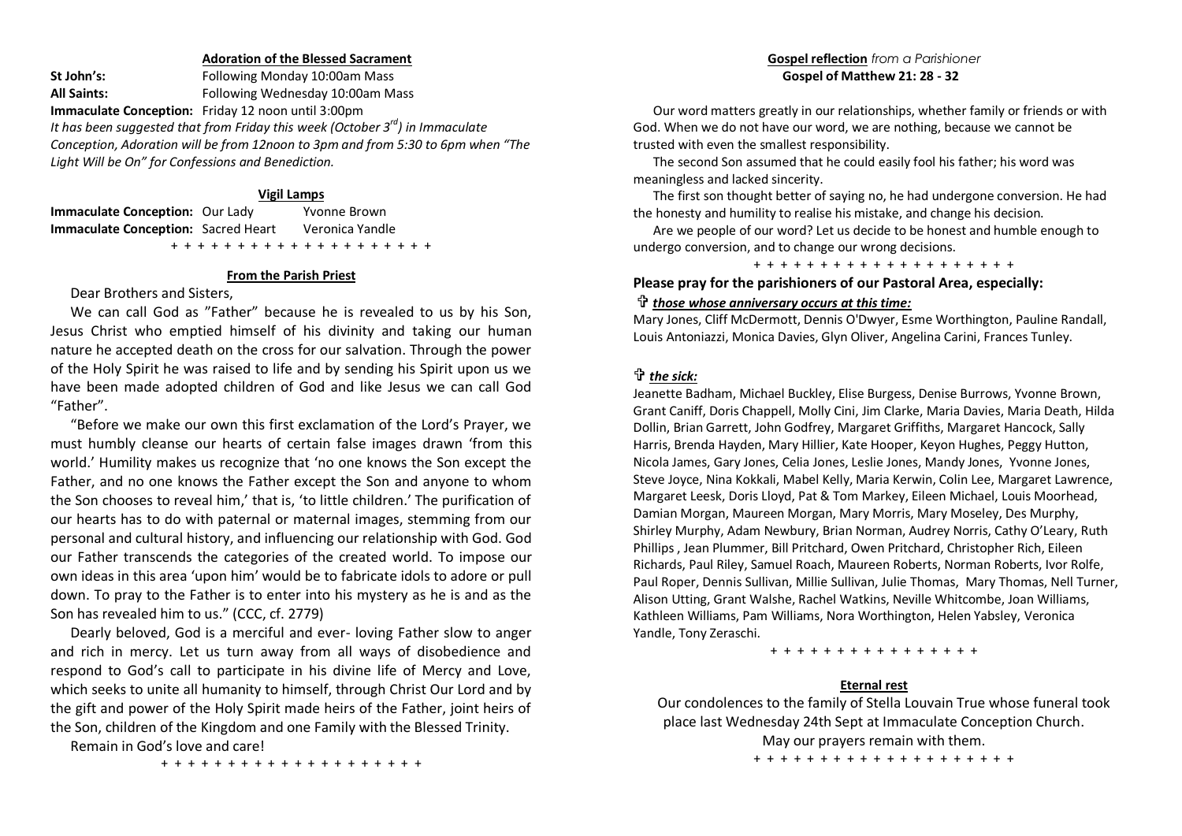**Adoration of the Blessed Sacrament**

**St John's:** Following Monday 10:00am Mass
**All Saints:** Following Wednesday 10:00am Mass
**Immaculate Conception:** Friday 12 noon until 3:00pm

*It has been suggested that from Friday this week (October 3rd) in Immaculate Conception, Adoration will be from 12noon to 3pm and from 5:30 to 6pm when "The Light Will be On" for Confessions and Benediction.*

**Vigil Lamps**

**Immaculate Conception:** Our Lady — Yvonne Brown
**Immaculate Conception:** Sacred Heart — Veronica Yandle

\+ + + + + + + + + + + + + + + + + + + + +

**From the Parish Priest**

Dear Brothers and Sisters,

We can call God as "Father" because he is revealed to us by his Son, Jesus Christ who emptied himself of his divinity and taking our human nature he accepted death on the cross for our salvation. Through the power of the Holy Spirit he was raised to life and by sending his Spirit upon us we have been made adopted children of God and like Jesus we can call God "Father".

"Before we make our own this first exclamation of the Lord's Prayer, we must humbly cleanse our hearts of certain false images drawn 'from this world.' Humility makes us recognize that 'no one knows the Son except the Father, and no one knows the Father except the Son and anyone to whom the Son chooses to reveal him,' that is, 'to little children.' The purification of our hearts has to do with paternal or maternal images, stemming from our personal and cultural history, and influencing our relationship with God. God our Father transcends the categories of the created world. To impose our own ideas in this area 'upon him' would be to fabricate idols to adore or pull down. To pray to the Father is to enter into his mystery as he is and as the Son has revealed him to us." (CCC, cf. 2779)

Dearly beloved, God is a merciful and ever- loving Father slow to anger and rich in mercy. Let us turn away from all ways of disobedience and respond to God's call to participate in his divine life of Mercy and Love, which seeks to unite all humanity to himself, through Christ Our Lord and by the gift and power of the Holy Spirit made heirs of the Father, joint heirs of the Son, children of the Kingdom and one Family with the Blessed Trinity.

Remain in God's love and care!

\+ + + + + + + + + + + + + + + + + + + + +

**Gospel reflection** *from a Parishioner*
**Gospel of Matthew 21: 28 - 32**

Our word matters greatly in our relationships, whether family or friends or with God. When we do not have our word, we are nothing, because we cannot be trusted with even the smallest responsibility.

The second Son assumed that he could easily fool his father; his word was meaningless and lacked sincerity.

The first son thought better of saying no, he had undergone conversion. He had the honesty and humility to realise his mistake, and change his decision.

Are we people of our word? Let us decide to be honest and humble enough to undergo conversion, and to change our wrong decisions.

\+ + + + + + + + + + + + + + + + + + + + +

**Please pray for the parishioners of our Pastoral Area, especially:**

✞ ***those whose anniversary occurs at this time:***

Mary Jones, Cliff McDermott, Dennis O'Dwyer, Esme Worthington, Pauline Randall, Louis Antoniazzi, Monica Davies, Glyn Oliver, Angelina Carini, Frances Tunley.

✞ ***the sick:***

Jeanette Badham, Michael Buckley, Elise Burgess, Denise Burrows, Yvonne Brown, Grant Caniff, Doris Chappell, Molly Cini, Jim Clarke, Maria Davies, Maria Death, Hilda Dollin, Brian Garrett, John Godfrey, Margaret Griffiths, Margaret Hancock, Sally Harris, Brenda Hayden, Mary Hillier, Kate Hooper, Keyon Hughes, Peggy Hutton, Nicola James, Gary Jones, Celia Jones, Leslie Jones, Mandy Jones, Yvonne Jones, Steve Joyce, Nina Kokkali, Mabel Kelly, Maria Kerwin, Colin Lee, Margaret Lawrence, Margaret Leesk, Doris Lloyd, Pat & Tom Markey, Eileen Michael, Louis Moorhead, Damian Morgan, Maureen Morgan, Mary Morris, Mary Moseley, Des Murphy, Shirley Murphy, Adam Newbury, Brian Norman, Audrey Norris, Cathy O'Leary, Ruth Phillips , Jean Plummer, Bill Pritchard, Owen Pritchard, Christopher Rich, Eileen Richards, Paul Riley, Samuel Roach, Maureen Roberts, Norman Roberts, Ivor Rolfe, Paul Roper, Dennis Sullivan, Millie Sullivan, Julie Thomas, Mary Thomas, Nell Turner, Alison Utting, Grant Walshe, Rachel Watkins, Neville Whitcombe, Joan Williams, Kathleen Williams, Pam Williams, Nora Worthington, Helen Yabsley, Veronica Yandle, Tony Zeraschi.

\+ + + + + + + + + + + + + + + +

**Eternal rest**

Our condolences to the family of Stella Louvain True whose funeral took place last Wednesday 24th Sept at Immaculate Conception Church.
May our prayers remain with them.

\+ + + + + + + + + + + + + + + + + + + + +